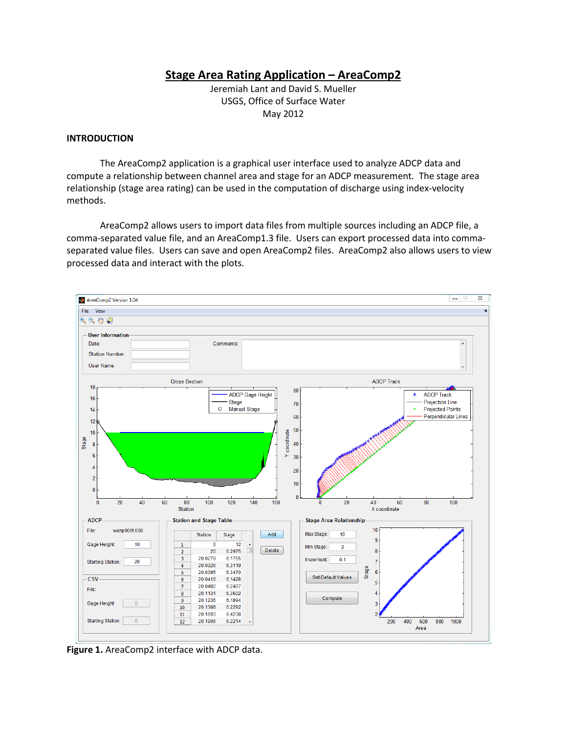# Stage Area Rating Application – AreaComp2

Jeremiah Lant and David S. Mueller
USGS, Office of Surface Water
May 2012

## INTRODUCTION

The AreaComp2 application is a graphical user interface used to analyze ADCP data and compute a relationship between channel area and stage for an ADCP measurement. The stage area relationship (stage area rating) can be used in the computation of discharge using index-velocity methods.

AreaComp2 allows users to import data files from multiple sources including an ADCP file, a comma-separated value file, and an AreaComp1.3 file. Users can export processed data into comma-separated value files. Users can save and open AreaComp2 files. AreaComp2 also allows users to view processed data and interact with the plots.

**Figure 1.** AreaComp2 interface with ADCP data.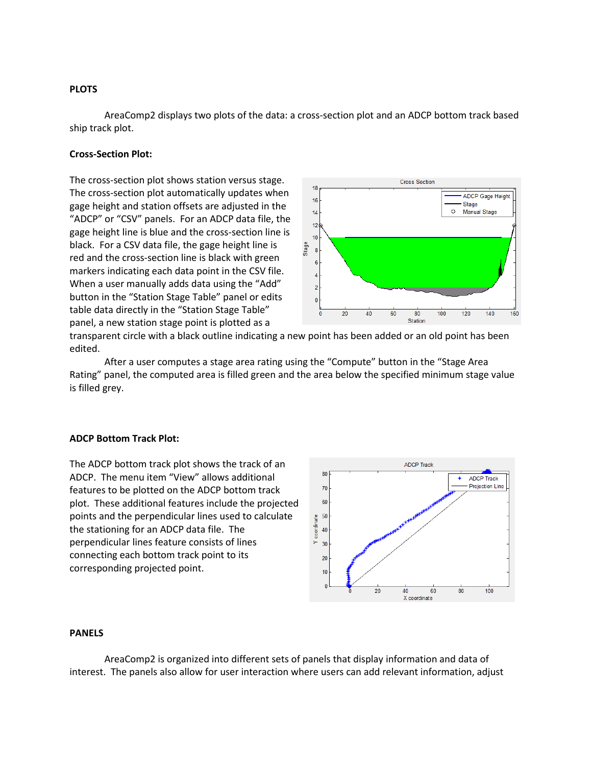**PLOTS**

AreaComp2 displays two plots of the data: a cross-section plot and an ADCP bottom track based ship track plot.

**Cross-Section Plot:**

The cross-section plot shows station versus stage. The cross-section plot automatically updates when gage height and station offsets are adjusted in the "ADCP" or "CSV" panels. For an ADCP data file, the gage height line is blue and the cross-section line is black. For a CSV data file, the gage height line is red and the cross-section line is black with green markers indicating each data point in the CSV file. When a user manually adds data using the "Add" button in the "Station Stage Table" panel or edits table data directly in the "Station Stage Table" panel, a new station stage point is plotted as a transparent circle with a black outline indicating a new point has been added or an old point has been edited.

After a user computes a stage area rating using the "Compute" button in the "Stage Area Rating" panel, the computed area is filled green and the area below the specified minimum stage value is filled grey.

**ADCP Bottom Track Plot:**

The ADCP bottom track plot shows the track of an ADCP. The menu item "View" allows additional features to be plotted on the ADCP bottom track plot. These additional features include the projected points and the perpendicular lines used to calculate the stationing for an ADCP data file. The perpendicular lines feature consists of lines connecting each bottom track point to its corresponding projected point.

**PANELS**

AreaComp2 is organized into different sets of panels that display information and data of interest. The panels also allow for user interaction where users can add relevant information, adjust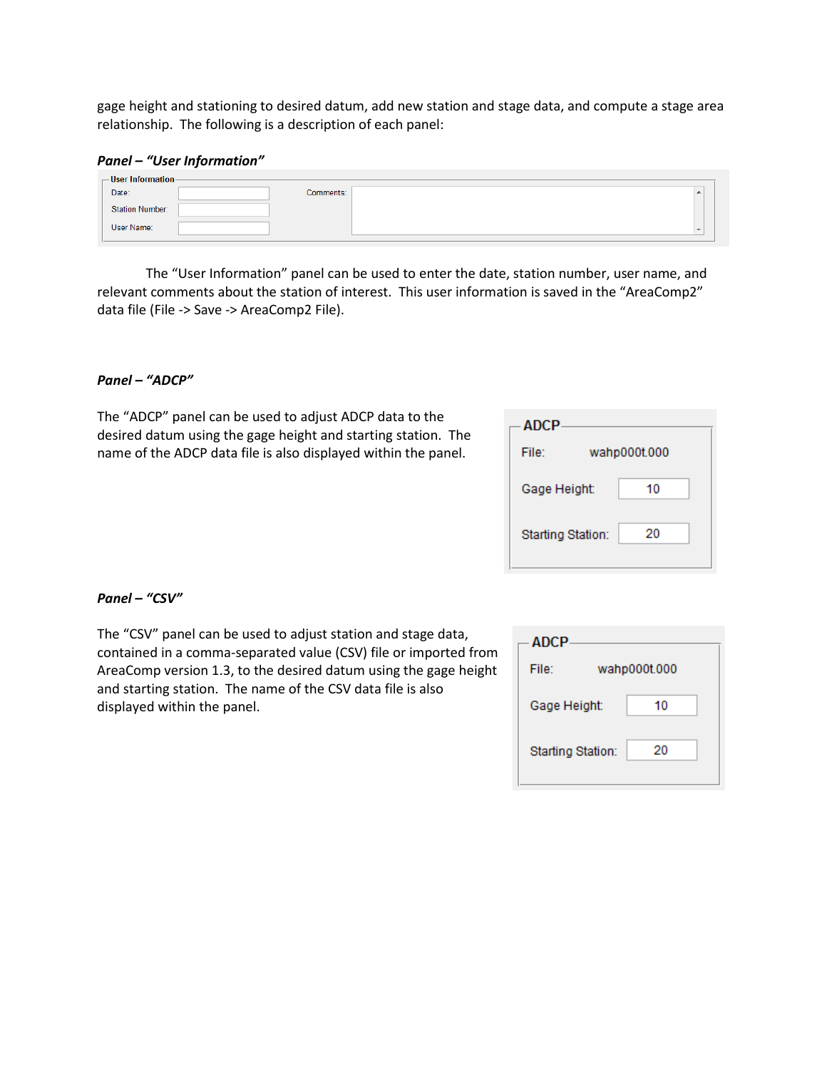gage height and stationing to desired datum, add new station and stage data, and compute a stage area relationship. The following is a description of each panel:

***Panel – "User Information"***

The "User Information" panel can be used to enter the date, station number, user name, and relevant comments about the station of interest. This user information is saved in the "AreaComp2" data file (File -> Save -> AreaComp2 File).

***Panel – "ADCP"***

The "ADCP" panel can be used to adjust ADCP data to the desired datum using the gage height and starting station. The name of the ADCP data file is also displayed within the panel.

***Panel – "CSV"***

The "CSV" panel can be used to adjust station and stage data, contained in a comma-separated value (CSV) file or imported from AreaComp version 1.3, to the desired datum using the gage height and starting station. The name of the CSV data file is also displayed within the panel.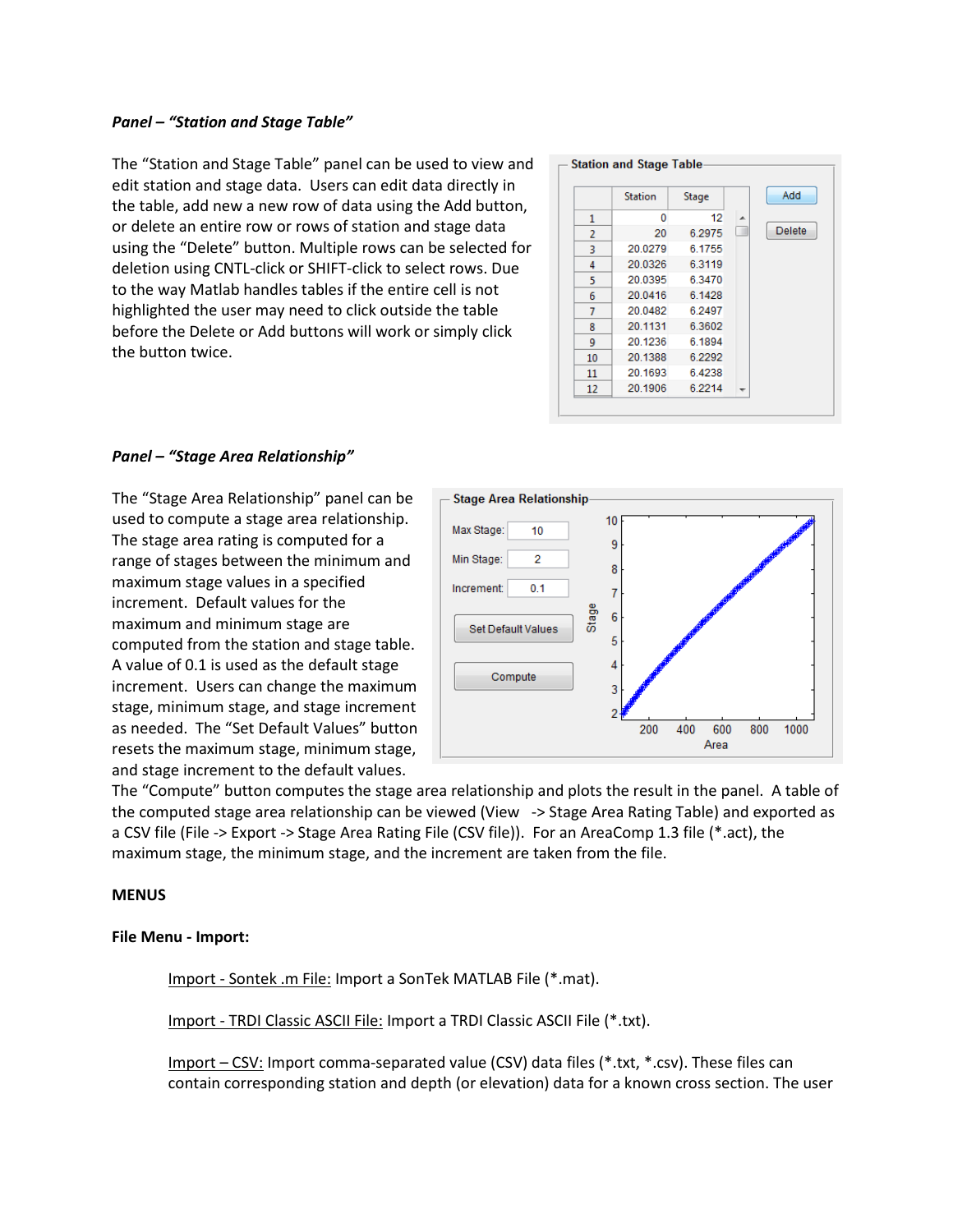***Panel – "Station and Stage Table"***

The "Station and Stage Table" panel can be used to view and edit station and stage data. Users can edit data directly in the table, add new a new row of data using the Add button, or delete an entire row or rows of station and stage data using the "Delete" button. Multiple rows can be selected for deletion using CNTL-click or SHIFT-click to select rows. Due to the way Matlab handles tables if the entire cell is not highlighted the user may need to click outside the table before the Delete or Add buttons will work or simply click the button twice.

***Panel – "Stage Area Relationship"***

The "Stage Area Relationship" panel can be used to compute a stage area relationship. The stage area rating is computed for a range of stages between the minimum and maximum stage values in a specified increment. Default values for the maximum and minimum stage are computed from the station and stage table. A value of 0.1 is used as the default stage increment. Users can change the maximum stage, minimum stage, and stage increment as needed. The "Set Default Values" button resets the maximum stage, minimum stage, and stage increment to the default values. The "Compute" button computes the stage area relationship and plots the result in the panel. A table of the computed stage area relationship can be viewed (View -> Stage Area Rating Table) and exported as a CSV file (File -> Export -> Stage Area Rating File (CSV file)). For an AreaComp 1.3 file (*.act), the maximum stage, the minimum stage, and the increment are taken from the file.

**MENUS**

**File Menu - Import:**

Import - Sontek .m File: Import a SonTek MATLAB File (*.mat).

Import - TRDI Classic ASCII File: Import a TRDI Classic ASCII File (*.txt).

Import – CSV: Import comma-separated value (CSV) data files (*.txt, *.csv). These files can contain corresponding station and depth (or elevation) data for a known cross section. The user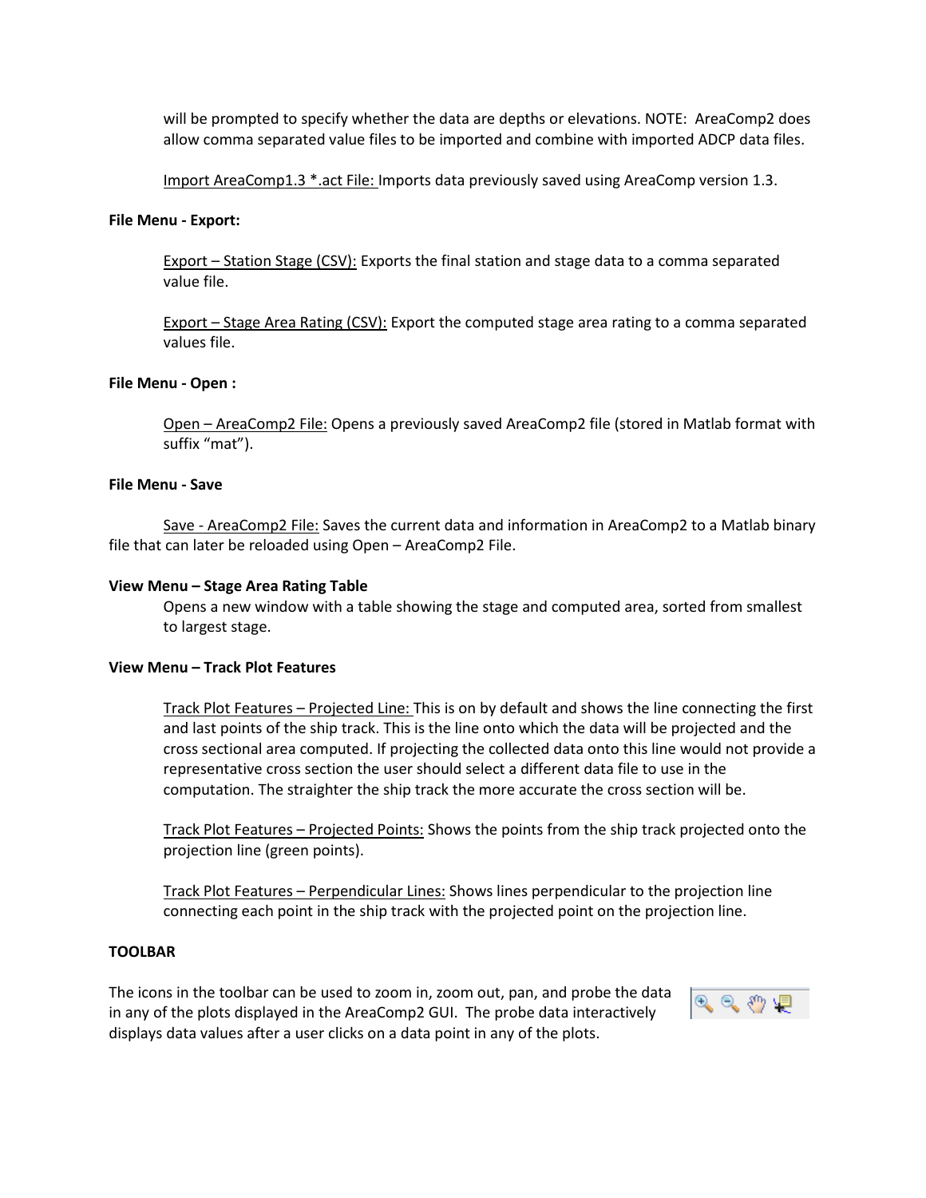will be prompted to specify whether the data are depths or elevations. NOTE: AreaComp2 does allow comma separated value files to be imported and combine with imported ADCP data files.

Import AreaComp1.3 *.act File: Imports data previously saved using AreaComp version 1.3.

**File Menu - Export:**

Export – Station Stage (CSV): Exports the final station and stage data to a comma separated value file.

Export – Stage Area Rating (CSV): Export the computed stage area rating to a comma separated values file.

**File Menu - Open :**

Open – AreaComp2 File: Opens a previously saved AreaComp2 file (stored in Matlab format with suffix "mat").

**File Menu - Save**

Save - AreaComp2 File: Saves the current data and information in AreaComp2 to a Matlab binary file that can later be reloaded using Open – AreaComp2 File.

**View Menu – Stage Area Rating Table**

Opens a new window with a table showing the stage and computed area, sorted from smallest to largest stage.

**View Menu – Track Plot Features**

Track Plot Features – Projected Line: This is on by default and shows the line connecting the first and last points of the ship track. This is the line onto which the data will be projected and the cross sectional area computed. If projecting the collected data onto this line would not provide a representative cross section the user should select a different data file to use in the computation. The straighter the ship track the more accurate the cross section will be.

Track Plot Features – Projected Points: Shows the points from the ship track projected onto the projection line (green points).

Track Plot Features – Perpendicular Lines: Shows lines perpendicular to the projection line connecting each point in the ship track with the projected point on the projection line.

**TOOLBAR**

The icons in the toolbar can be used to zoom in, zoom out, pan, and probe the data in any of the plots displayed in the AreaComp2 GUI. The probe data interactively displays data values after a user clicks on a data point in any of the plots.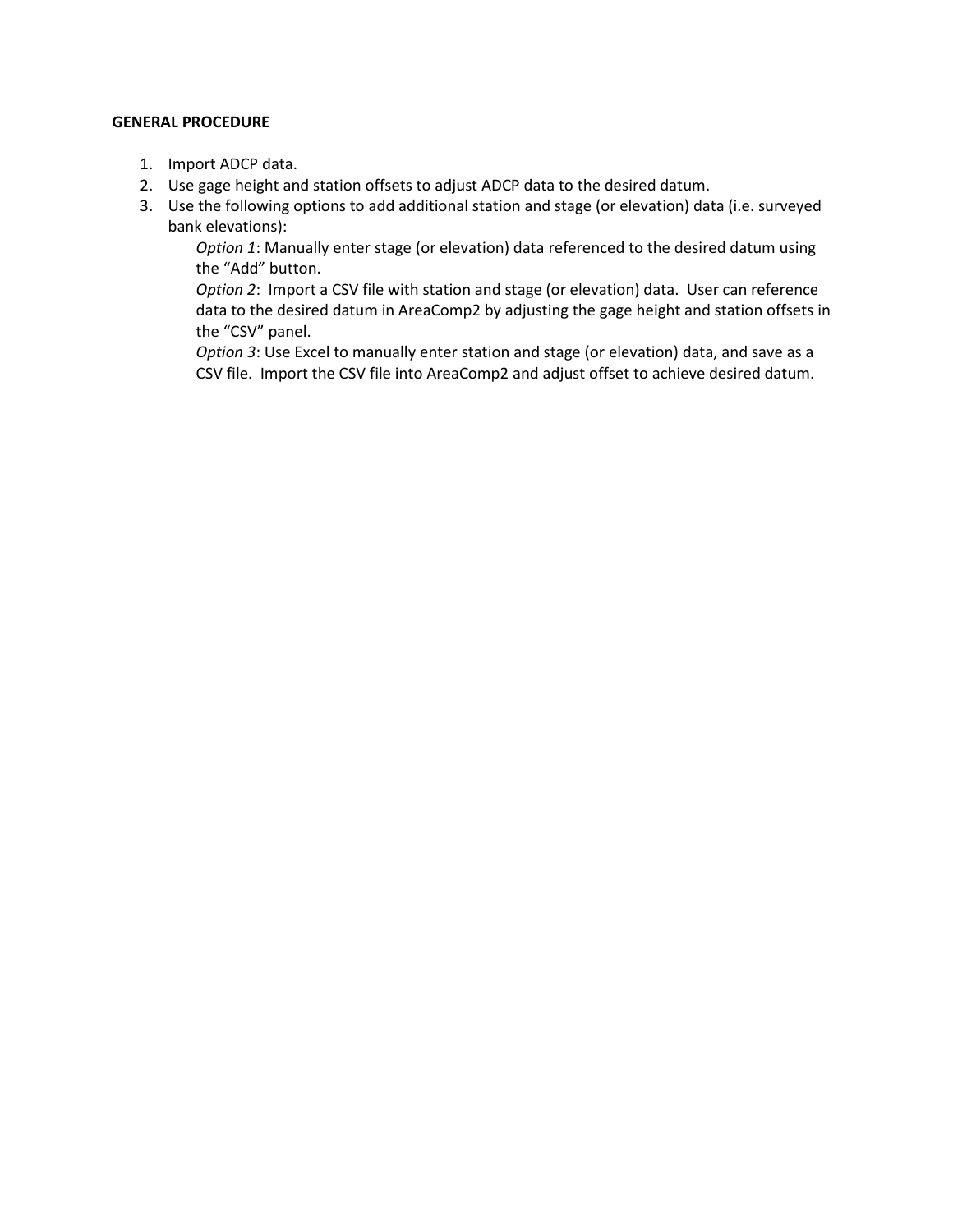**GENERAL PROCEDURE**

1. Import ADCP data.
2. Use gage height and station offsets to adjust ADCP data to the desired datum.
3. Use the following options to add additional station and stage (or elevation) data (i.e. surveyed bank elevations):

   *Option 1*: Manually enter stage (or elevation) data referenced to the desired datum using the "Add" button.

   *Option 2*: Import a CSV file with station and stage (or elevation) data. User can reference data to the desired datum in AreaComp2 by adjusting the gage height and station offsets in the "CSV" panel.

   *Option 3*: Use Excel to manually enter station and stage (or elevation) data, and save as a CSV file. Import the CSV file into AreaComp2 and adjust offset to achieve desired datum.